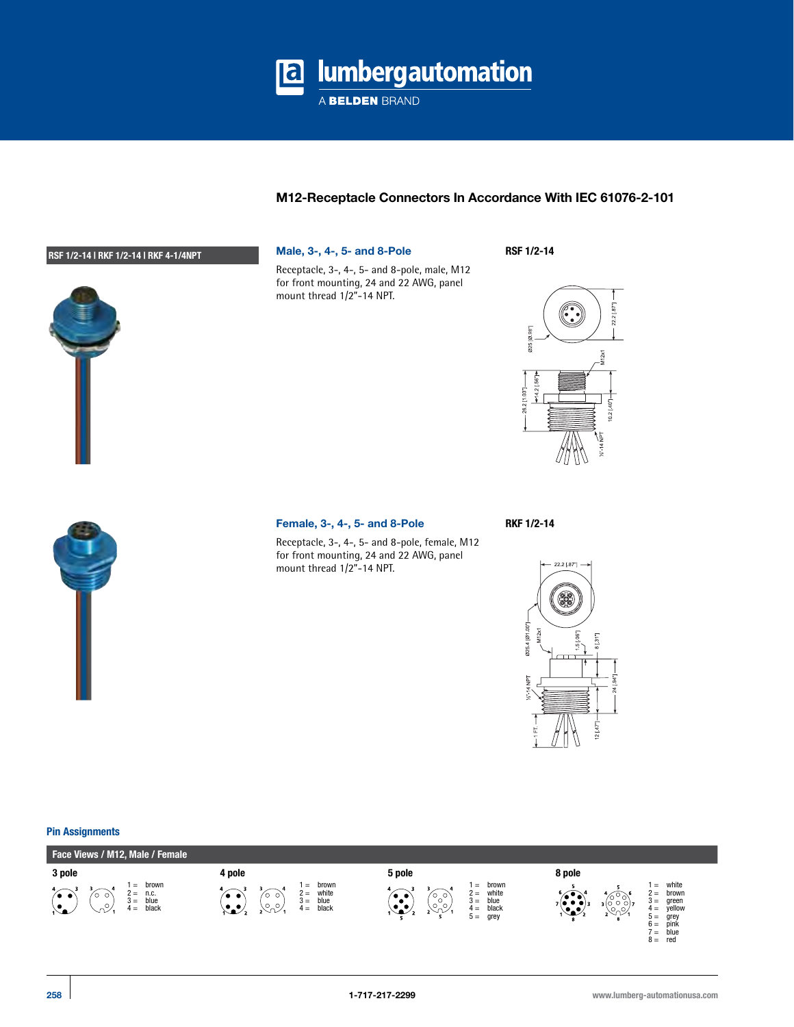# M12-Receptacle Connectors In Accordance With IEC 61076-2-101

**RSF 1/2-14 | RKF 1/2-14 | RKF 4-1/4NPT**

## Male, 3-, 4-, 5- and 8-Pole

Receptacle, 3-, 4-, 5- and 8-pole, male, M12 for front mounting, 24 and 22 AWG, panel mount thread 1/2"-14 NPT.

**RSF 1/2-14**

Ø25 [Ø.98"]
22.2 [.87"]
M12x1
14.2 [.56"]
26.2 [1.03"]
10.2 [.40"]
½"-14 NPT

## Female, 3-, 4-, 5- and 8-Pole

Receptacle, 3-, 4-, 5- and 8-pole, female, M12 for front mounting, 24 and 22 AWG, panel mount thread 1/2"-14 NPT.

**RKF 1/2-14**

22.2 [.87"]
Ø25.4 [Ø1.00"]
M12x1
1.5 [.06"]
8 [.31"]
½"-14 NPT
24 [.94"]
1 FT.
12 [.47"]

## Pin Assignments

**Face Views / M12, Male / Female**

| 3 pole | 4 pole | 5 pole | 8 pole |
|---|---|---|---|
| 1 = brown | 1 = brown | 1 = brown | 1 = white |
| 2 = n.c. | 2 = white | 2 = white | 2 = brown |
| 3 = blue | 3 = blue | 3 = blue | 3 = green |
| 4 = black | 4 = black | 4 = black | 4 = yellow |
| | | 5 = grey | 5 = grey |
| | | | 6 = pink |
| | | | 7 = blue |
| | | | 8 = red |

1-717-217-2299

www.lumberg-automationusa.com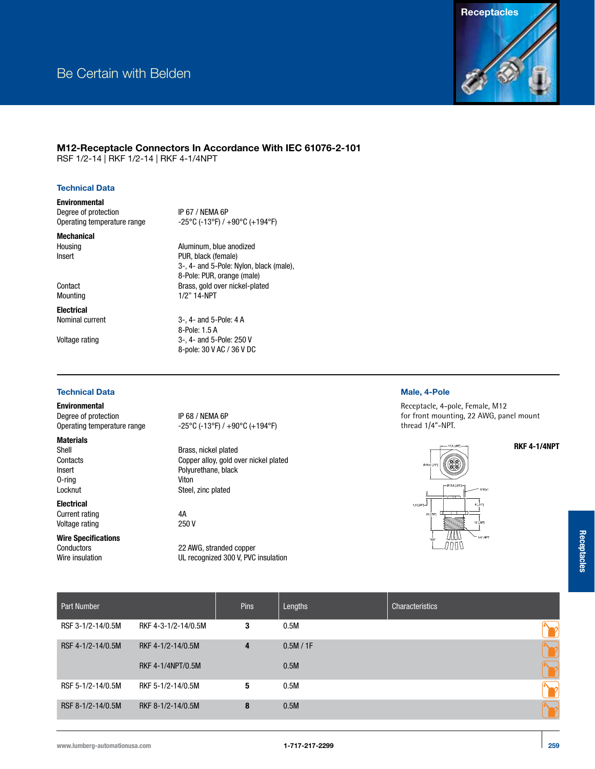# Be Certain with Belden

Receptacles

## M12-Receptacle Connectors In Accordance With IEC 61076-2-101

RSF 1/2-14 | RKF 1/2-14 | RKF 4-1/4NPT

### Technical Data

**Environmental**

| | |
|---|---|
| Degree of protection | IP 67 / NEMA 6P |
| Operating temperature range | -25°C (-13°F) / +90°C (+194°F) |

**Mechanical**

| | |
|---|---|
| Housing | Aluminum, blue anodized |
| Insert | PUR, black (female)<br>3-, 4- and 5-Pole: Nylon, black (male),<br>8-Pole: PUR, orange (male) |
| Contact | Brass, gold over nickel-plated |
| Mounting | 1/2" 14-NPT |

**Electrical**

| | |
|---|---|
| Nominal current | 3-, 4- and 5-Pole: 4 A<br>8-Pole: 1.5 A |
| Voltage rating | 3-, 4- and 5-Pole: 250 V<br>8-pole: 30 V AC / 36 V DC |

### Technical Data

**Environmental**

| | |
|---|---|
| Degree of protection | IP 68 / NEMA 6P |
| Operating temperature range | -25°C (-13°F) / +90°C (+194°F) |

**Materials**

| | |
|---|---|
| Shell | Brass, nickel plated |
| Contacts | Copper alloy, gold over nickel plated |
| Insert | Polyurethane, black |
| O-ring | Viton |
| Locknut | Steel, zinc plated |

**Electrical**

| | |
|---|---|
| Current rating | 4A |
| Voltage rating | 250 V |

**Wire Specifications**

| | |
|---|---|
| Conductors | 22 AWG, stranded copper |
| Wire insulation | UL recognized 300 V, PVC insulation |

### Male, 4-Pole

Receptacle, 4-pole, Female, M12
for front mounting, 22 AWG, panel mount
thread 1/4"-NPT.

**RKF 4-1/4NPT**

| Part Number | | Pins | Lengths | Characteristics |
|---|---|---|---|---|
| RSF 3-1/2-14/0.5M | RKF 4-3-1/2-14/0.5M | 3 | 0.5M | |
| RSF 4-1/2-14/0.5M | RKF 4-1/2-14/0.5M | 4 | 0.5M / 1F | |
| | RKF 4-1/4NPT/0.5M | | 0.5M | |
| RSF 5-1/2-14/0.5M | RKF 5-1/2-14/0.5M | 5 | 0.5M | |
| RSF 8-1/2-14/0.5M | RKF 8-1/2-14/0.5M | 8 | 0.5M | |

www.lumberg-automationusa.com 1-717-217-2299